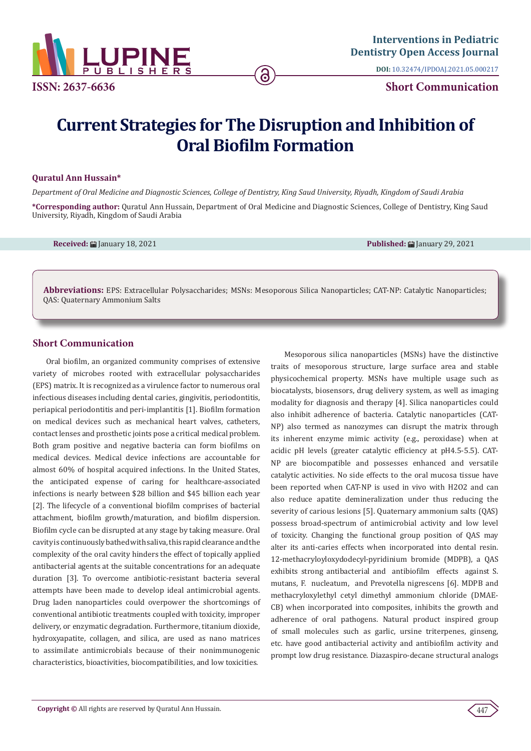# Current Strategies for The Disruption and Inhibition of Oral Biofilm Formation

**Quratul Ann Hussain***

*Department of Oral Medicine and Diagnostic Sciences, College of Dentistry, King Saud University, Riyadh, Kingdom of Saudi Arabia*

**\*Corresponding author:** Quratul Ann Hussain, Department of Oral Medicine and Diagnostic Sciences, College of Dentistry, King Saud University, Riyadh, Kingdom of Saudi Arabia

**Received:** January 18, 2021 **Published:** January 29, 2021

**Abbreviations:** EPS: Extracellular Polysaccharides; MSNs: Mesoporous Silica Nanoparticles; CAT-NP: Catalytic Nanoparticles; QAS: Quaternary Ammonium Salts

## Short Communication

Oral biofilm, an organized community comprises of extensive variety of microbes rooted with extracellular polysaccharides (EPS) matrix. It is recognized as a virulence factor to numerous oral infectious diseases including dental caries, gingivitis, periodontitis, periapical periodontitis and peri-implantitis [1]. Biofilm formation on medical devices such as mechanical heart valves, catheters, contact lenses and prosthetic joints pose a critical medical problem. Both gram positive and negative bacteria can form biofilms on medical devices. Medical device infections are accountable for almost 60% of hospital acquired infections. In the United States, the anticipated expense of caring for healthcare-associated infections is nearly between $28 billion and $45 billion each year [2]. The lifecycle of a conventional biofilm comprises of bacterial attachment, biofilm growth/maturation, and biofilm dispersion. Biofilm cycle can be disrupted at any stage by taking measure. Oral cavity is continuously bathed with saliva, this rapid clearance and the complexity of the oral cavity hinders the effect of topically applied antibacterial agents at the suitable concentrations for an adequate duration [3]. To overcome antibiotic-resistant bacteria several attempts have been made to develop ideal antimicrobial agents. Drug laden nanoparticles could overpower the shortcomings of conventional antibiotic treatments coupled with toxicity, improper delivery, or enzymatic degradation. Furthermore, titanium dioxide, hydroxyapatite, collagen, and silica, are used as nano matrices to assimilate antimicrobials because of their nonimmunogenic characteristics, bioactivities, biocompatibilities, and low toxicities.

Mesoporous silica nanoparticles (MSNs) have the distinctive traits of mesoporous structure, large surface area and stable physicochemical property. MSNs have multiple usage such as biocatalysts, biosensors, drug delivery system, as well as imaging modality for diagnosis and therapy [4]. Silica nanoparticles could also inhibit adherence of bacteria. Catalytic nanoparticles (CAT-NP) also termed as nanozymes can disrupt the matrix through its inherent enzyme mimic activity (e.g., peroxidase) when at acidic pH levels (greater catalytic efficiency at pH4.5-5.5). CAT-NP are biocompatible and possesses enhanced and versatile catalytic activities. No side effects to the oral mucosa tissue have been reported when CAT-NP is used in vivo with $H_2O_2$ and can also reduce apatite demineralization under thus reducing the severity of carious lesions [5]. Quaternary ammonium salts (QAS) possess broad-spectrum of antimicrobial activity and low level of toxicity. Changing the functional group position of QAS may alter its anti-caries effects when incorporated into dental resin. 12-methacryloyloxydodecyl-pyridinium bromide (MDPB), a QAS exhibits strong antibacterial and antibiofilm effects against S. mutans, F. nucleatum, and Prevotella nigrescens [6]. MDPB and methacryloxylethyl cetyl dimethyl ammonium chloride (DMAE-CB) when incorporated into composites, inhibits the growth and adherence of oral pathogens. Natural product inspired group of small molecules such as garlic, ursine triterpenes, ginseng, etc. have good antibacterial activity and antibiofilm activity and prompt low drug resistance. Diazaspiro-decane structural analogs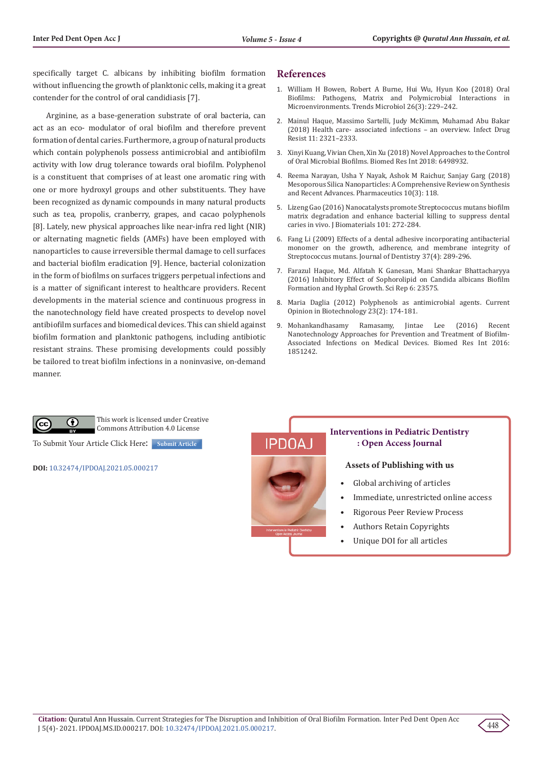specifically target C. albicans by inhibiting biofilm formation without influencing the growth of planktonic cells, making it a great contender for the control of oral candidiasis [7].

Arginine, as a base-generation substrate of oral bacteria, can act as an eco- modulator of oral biofilm and therefore prevent formation of dental caries. Furthermore, a group of natural products which contain polyphenols possess antimicrobial and antibiofilm activity with low drug tolerance towards oral biofilm. Polyphenol is a constituent that comprises of at least one aromatic ring with one or more hydroxyl groups and other substituents. They have been recognized as dynamic compounds in many natural products such as tea, propolis, cranberry, grapes, and cacao polyphenols [8]. Lately, new physical approaches like near-infra red light (NIR) or alternating magnetic fields (AMFs) have been employed with nanoparticles to cause irreversible thermal damage to cell surfaces and bacterial biofilm eradication [9]. Hence, bacterial colonization in the form of biofilms on surfaces triggers perpetual infections and is a matter of significant interest to healthcare providers. Recent developments in the material science and continuous progress in the nanotechnology field have created prospects to develop novel antibiofilm surfaces and biomedical devices. This can shield against biofilm formation and planktonic pathogens, including antibiotic resistant strains. These promising developments could possibly be tailored to treat biofilm infections in a noninvasive, on-demand manner.

## References

1. William H Bowen, Robert A Burne, Hui Wu, Hyun Koo (2018) Oral Biofilms: Pathogens, Matrix and Polymicrobial Interactions in Microenvironments. Trends Microbiol 26(3): 229–242.
2. Mainul Haque, Massimo Sartelli, Judy McKimm, Muhamad Abu Bakar (2018) Health care- associated infections – an overview. Infect Drug Resist 11: 2321–2333.
3. Xinyi Kuang, Vivian Chen, Xin Xu (2018) Novel Approaches to the Control of Oral Microbial Biofilms. Biomed Res Int 2018: 6498932.
4. Reema Narayan, Usha Y Nayak, Ashok M Raichur, Sanjay Garg (2018) Mesoporous Silica Nanoparticles: A Comprehensive Review on Synthesis and Recent Advances. Pharmaceutics 10(3): 118.
5. Lizeng Gao (2016) Nanocatalysts promote Streptococcus mutans biofilm matrix degradation and enhance bacterial killing to suppress dental caries in vivo. J Biomaterials 101: 272-284.
6. Fang Li (2009) Effects of a dental adhesive incorporating antibacterial monomer on the growth, adherence, and membrane integrity of Streptococcus mutans. Journal of Dentistry 37(4): 289-296.
7. Farazul Haque, Md. Alfatah K Ganesan, Mani Shankar Bhattacharyya (2016) Inhibitory Effect of Sophorolipid on Candida albicans Biofilm Formation and Hyphal Growth. Sci Rep 6: 23575.
8. Maria Daglia (2012) Polyphenols as antimicrobial agents. Current Opinion in Biotechnology 23(2): 174-181.
9. Mohankandhasamy Ramasamy, Jintae Lee (2016) Recent Nanotechnology Approaches for Prevention and Treatment of Biofilm-Associated Infections on Medical Devices. Biomed Res Int 2016: 1851242.

This work is licensed under Creative Commons Attribution 4.0 License

To Submit Your Article Click Here: Submit Article

**DOI:** 10.32474/IPDOAJ.2021.05.000217

**Interventions in Pediatric Dentistry : Open Access Journal**

**Assets of Publishing with us**

- Global archiving of articles
- Immediate, unrestricted online access
- Rigorous Peer Review Process
- Authors Retain Copyrights
- Unique DOI for all articles

**Citation:** Quratul Ann Hussain. Current Strategies for The Disruption and Inhibition of Oral Biofilm Formation. Inter Ped Dent Open Acc J 5(4)- 2021. IPDOAJ.MS.ID.000217. DOI: 10.32474/IPDOAJ.2021.05.000217.